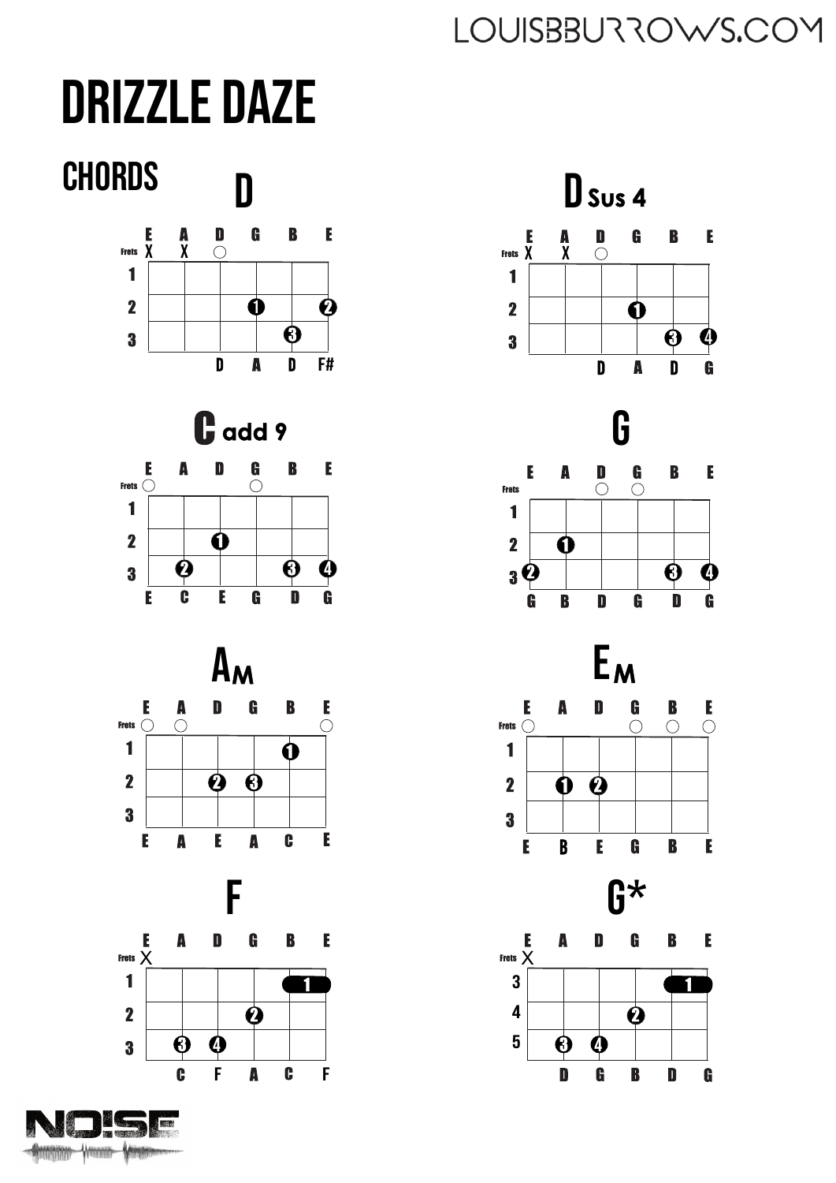# DRIZZLE DAZE

## CHORDS

### D

| | E | A | D | G | B | E |
|---|---|---|---|---|---|---|
| Frets | X | X | ○ | | | |
| 1 | | | | | | |
| 2 | | | | 1 | | 2 |
| 3 | | | | | 3 | |
| | | | D | A | D | F# |

### D Sus 4

| | E | A | D | G | B | E |
|---|---|---|---|---|---|---|
| Frets | X | X | ○ | | | |
| 1 | | | | | | |
| 2 | | | | 1 | | |
| 3 | | | | | 3 | 4 |
| | | | D | A | D | G |

### C add 9

| | E | A | D | G | B | E |
|---|---|---|---|---|---|---|
| Frets | ○ | | | ○ | | |
| 1 | | | | | | |
| 2 | | | 1 | | | |
| 3 | | 2 | | | 3 | 4 |
| | E | C | E | G | D | G |

### G

| | E | A | D | G | B | E |
|---|---|---|---|---|---|---|
| Frets | | | ○ | ○ | | |
| 1 | | | | | | |
| 2 | | 1 | | | | |
| 3 | 2 | | | | 3 | 4 |
| | G | B | D | G | D | G |

### Am

| | E | A | D | G | B | E |
|---|---|---|---|---|---|---|
| Frets | ○ | ○ | | | | ○ |
| 1 | | | | | 1 | |
| 2 | | | 2 | 3 | | |
| 3 | | | | | | |
| | E | A | E | A | C | E |

### Em

| | E | A | D | G | B | E |
|---|---|---|---|---|---|---|
| Frets | ○ | | | ○ | ○ | ○ |
| 1 | | | | | | |
| 2 | | 1 | 2 | | | |
| 3 | | | | | | |
| | E | B | E | G | B | E |

### F

| | E | A | D | G | B | E |
|---|---|---|---|---|---|---|
| Frets | X | | | | | |
| 1 | | | | | 1 | 1 |
| 2 | | | | 2 | | |
| 3 | | 3 | 4 | | | |
| | | C | F | A | C | F |

### G*

| | E | A | D | G | B | E |
|---|---|---|---|---|---|---|
| Frets | X | | | | | |
| 3 | | | | | 1 | 1 |
| 4 | | | | 2 | | |
| 5 | | 3 | 4 | | | |
| | | D | G | B | D | G |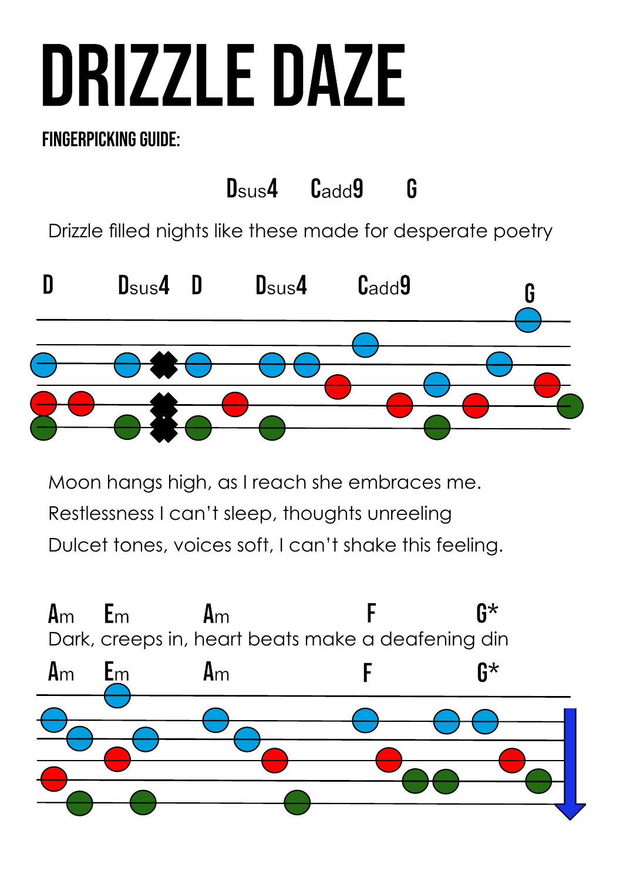# DRIZZLE DAZE

### FINGERPICKING GUIDE:

Dsus4 Cadd9 G

Drizzle filled nights like these made for desperate poetry

D Dsus4 D Dsus4 Cadd9 G

Moon hangs high, as I reach she embraces me.

Restlessness I can't sleep, thoughts unreeling

Dulcet tones, voices soft, I can't shake this feeling.

Am Em Am F G*

Dark, creeps in, heart beats make a deafening din

Am Em Am F G*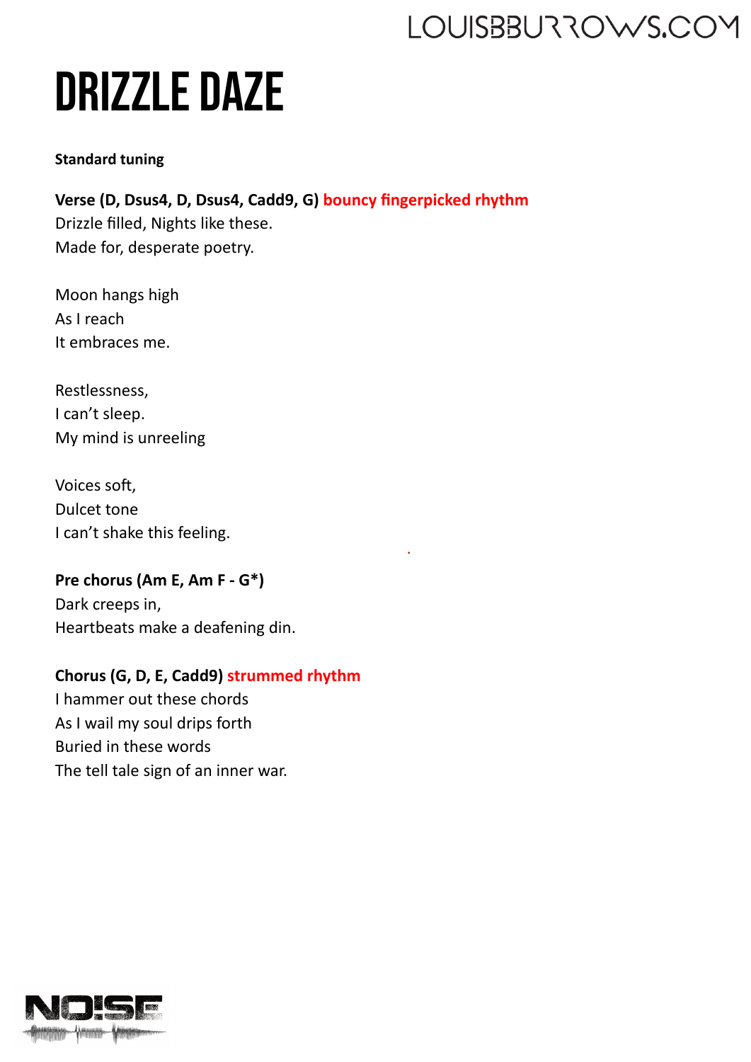# DRIZZLE DAZE

**Standard tuning**

**Verse (D, Dsus4, D, Dsus4, Cadd9, G)** **bouncy fingerpicked rhythm**
Drizzle filled, Nights like these.
Made for, desperate poetry.

Moon hangs high
As I reach
It embraces me.

Restlessness,
I can't sleep.
My mind is unreeling

Voices soft,
Dulcet tone
I can't shake this feeling.

**Pre chorus (Am E, Am F - G*)**
Dark creeps in,
Heartbeats make a deafening din.

**Chorus (G, D, E, Cadd9)** **strummed rhythm**
I hammer out these chords
As I wail my soul drips forth
Buried in these words
The tell tale sign of an inner war.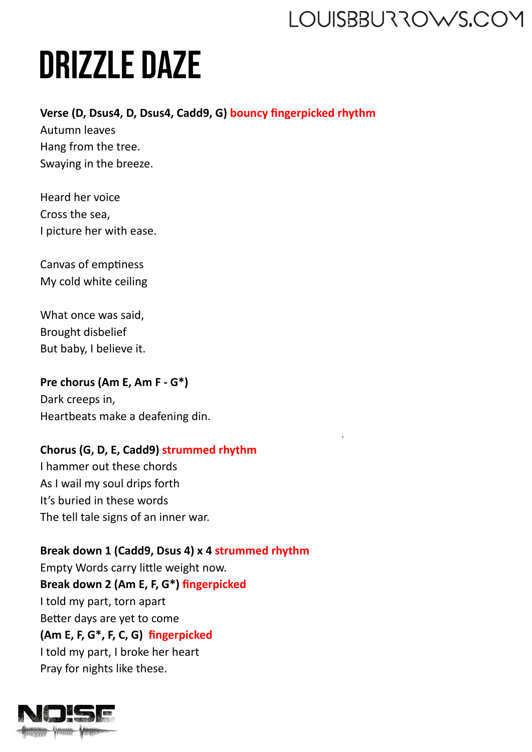# DRIZZLE DAZE

**Verse (D, Dsus4, D, Dsus4, Cadd9, G)** bouncy fingerpicked rhythm

Autumn leaves
Hang from the tree.
Swaying in the breeze.

Heard her voice
Cross the sea,
I picture her with ease.

Canvas of emptiness
My cold white ceiling

What once was said,
Brought disbelief
But baby, I believe it.

**Pre chorus (Am E, Am F - G*)**

Dark creeps in,
Heartbeats make a deafening din.

**Chorus (G, D, E, Cadd9)** strummed rhythm

I hammer out these chords
As I wail my soul drips forth
It's buried in these words
The tell tale signs of an inner war.

**Break down 1 (Cadd9, Dsus 4) x 4** strummed rhythm

Empty Words carry little weight now.

**Break down 2 (Am E, F, G*)** fingerpicked

I told my part, torn apart
Better days are yet to come

**(Am E, F, G*, F, C, G)** fingerpicked

I told my part, I broke her heart
Pray for nights like these.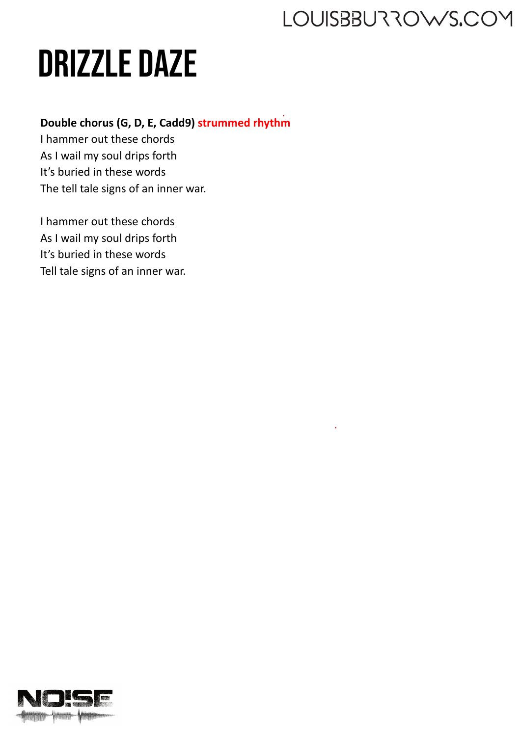# DRIZZLE DAZE

**Double chorus (G, D, E, Cadd9)** **strummed rhythm**

I hammer out these chords
As I wail my soul drips forth
It's buried in these words
The tell tale signs of an inner war.

I hammer out these chords
As I wail my soul drips forth
It's buried in these words
Tell tale signs of an inner war.